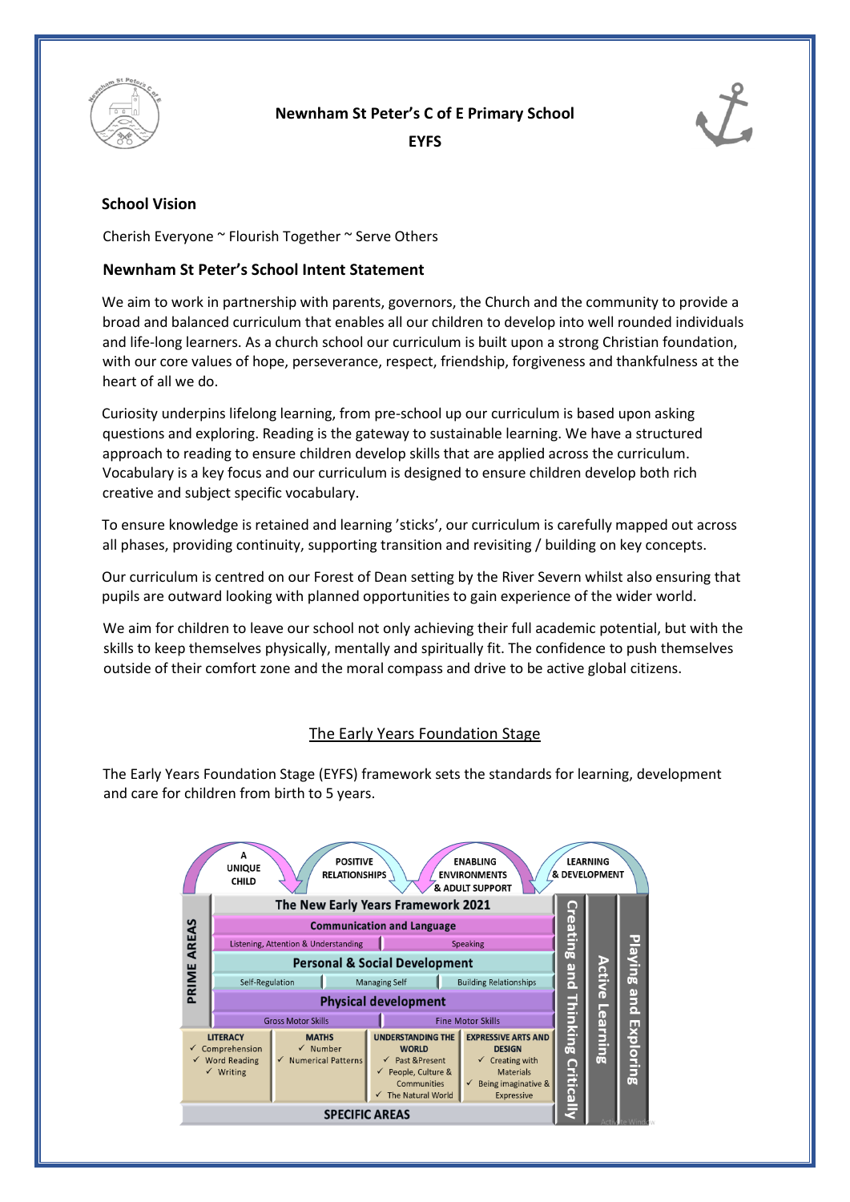# Newnham St Peter's C of E Primary School

## EYFS

### School Vision

Cherish Everyone ~ Flourish Together ~ Serve Others

### Newnham St Peter's School Intent Statement

We aim to work in partnership with parents, governors, the Church and the community to provide a broad and balanced curriculum that enables all our children to develop into well rounded individuals and life-long learners. As a church school our curriculum is built upon a strong Christian foundation, with our core values of hope, perseverance, respect, friendship, forgiveness and thankfulness at the heart of all we do.

Curiosity underpins lifelong learning, from pre-school up our curriculum is based upon asking questions and exploring. Reading is the gateway to sustainable learning. We have a structured approach to reading to ensure children develop skills that are applied across the curriculum. Vocabulary is a key focus and our curriculum is designed to ensure children develop both rich creative and subject specific vocabulary.

To ensure knowledge is retained and learning 'sticks', our curriculum is carefully mapped out across all phases, providing continuity, supporting transition and revisiting / building on key concepts.

Our curriculum is centred on our Forest of Dean setting by the River Severn whilst also ensuring that pupils are outward looking with planned opportunities to gain experience of the wider world.

We aim for children to leave our school not only achieving their full academic potential, but with the skills to keep themselves physically, mentally and spiritually fit. The confidence to push themselves outside of their comfort zone and the moral compass and drive to be active global citizens.

## The Early Years Foundation Stage

The Early Years Foundation Stage (EYFS) framework sets the standards for learning, development and care for children from birth to 5 years.

A UNIQUE CHILD → POSITIVE RELATIONSHIPS → ENABLING ENVIRONMENTS & ADULT SUPPORT → LEARNING & DEVELOPMENT

**The New Early Years Framework 2021**

**PRIME AREAS**

- **Communication and Language**
  - Listening, Attention & Understanding
  - Speaking
- **Personal & Social Development**
  - Self-Regulation
  - Managing Self
  - Building Relationships
- **Physical development**
  - Gross Motor Skills
  - Fine Motor Skills

**SPECIFIC AREAS**

| LITERACY | MATHS | UNDERSTANDING THE WORLD | EXPRESSIVE ARTS AND DESIGN |
| --- | --- | --- | --- |
| ✓ Comprehension<br>✓ Word Reading<br>✓ Writing | ✓ Number<br>✓ Numerical Patterns | ✓ Past &Present<br>✓ People, Culture & Communities<br>✓ The Natural World | ✓ Creating with Materials<br>✓ Being imaginative & Expressive |

Characteristics of Effective Learning: **Creating and Thinking Critically** | **Active Learning** | **Playing and Exploring**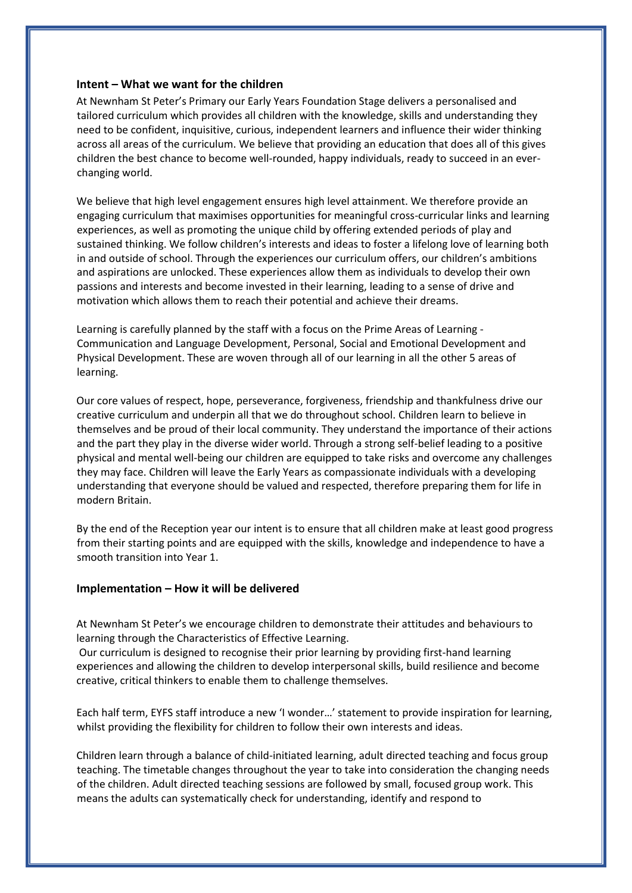### Intent – What we want for the children

At Newnham St Peter's Primary our Early Years Foundation Stage delivers a personalised and tailored curriculum which provides all children with the knowledge, skills and understanding they need to be confident, inquisitive, curious, independent learners and influence their wider thinking across all areas of the curriculum. We believe that providing an education that does all of this gives children the best chance to become well-rounded, happy individuals, ready to succeed in an ever-changing world.

We believe that high level engagement ensures high level attainment. We therefore provide an engaging curriculum that maximises opportunities for meaningful cross-curricular links and learning experiences, as well as promoting the unique child by offering extended periods of play and sustained thinking. We follow children's interests and ideas to foster a lifelong love of learning both in and outside of school. Through the experiences our curriculum offers, our children's ambitions and aspirations are unlocked. These experiences allow them as individuals to develop their own passions and interests and become invested in their learning, leading to a sense of drive and motivation which allows them to reach their potential and achieve their dreams.

Learning is carefully planned by the staff with a focus on the Prime Areas of Learning - Communication and Language Development, Personal, Social and Emotional Development and Physical Development. These are woven through all of our learning in all the other 5 areas of learning.

Our core values of respect, hope, perseverance, forgiveness, friendship and thankfulness drive our creative curriculum and underpin all that we do throughout school. Children learn to believe in themselves and be proud of their local community. They understand the importance of their actions and the part they play in the diverse wider world. Through a strong self-belief leading to a positive physical and mental well-being our children are equipped to take risks and overcome any challenges they may face. Children will leave the Early Years as compassionate individuals with a developing understanding that everyone should be valued and respected, therefore preparing them for life in modern Britain.

By the end of the Reception year our intent is to ensure that all children make at least good progress from their starting points and are equipped with the skills, knowledge and independence to have a smooth transition into Year 1.

### Implementation – How it will be delivered

At Newnham St Peter's we encourage children to demonstrate their attitudes and behaviours to learning through the Characteristics of Effective Learning.
Our curriculum is designed to recognise their prior learning by providing first-hand learning experiences and allowing the children to develop interpersonal skills, build resilience and become creative, critical thinkers to enable them to challenge themselves.

Each half term, EYFS staff introduce a new 'I wonder…' statement to provide inspiration for learning, whilst providing the flexibility for children to follow their own interests and ideas.

Children learn through a balance of child-initiated learning, adult directed teaching and focus group teaching. The timetable changes throughout the year to take into consideration the changing needs of the children. Adult directed teaching sessions are followed by small, focused group work. This means the adults can systematically check for understanding, identify and respond to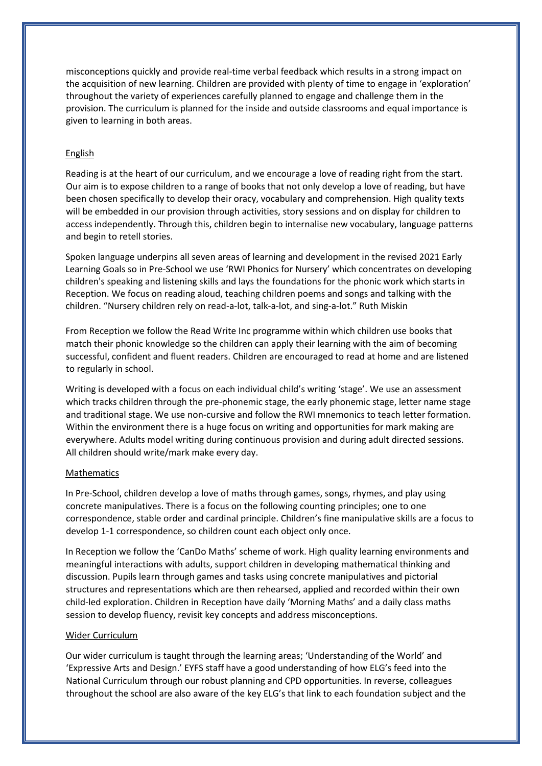misconceptions quickly and provide real-time verbal feedback which results in a strong impact on the acquisition of new learning. Children are provided with plenty of time to engage in 'exploration' throughout the variety of experiences carefully planned to engage and challenge them in the provision. The curriculum is planned for the inside and outside classrooms and equal importance is given to learning in both areas.

## English

Reading is at the heart of our curriculum, and we encourage a love of reading right from the start. Our aim is to expose children to a range of books that not only develop a love of reading, but have been chosen specifically to develop their oracy, vocabulary and comprehension. High quality texts will be embedded in our provision through activities, story sessions and on display for children to access independently. Through this, children begin to internalise new vocabulary, language patterns and begin to retell stories.

Spoken language underpins all seven areas of learning and development in the revised 2021 Early Learning Goals so in Pre-School we use 'RWI Phonics for Nursery' which concentrates on developing children's speaking and listening skills and lays the foundations for the phonic work which starts in Reception. We focus on reading aloud, teaching children poems and songs and talking with the children. "Nursery children rely on read-a-lot, talk-a-lot, and sing-a-lot." Ruth Miskin

From Reception we follow the Read Write Inc programme within which children use books that match their phonic knowledge so the children can apply their learning with the aim of becoming successful, confident and fluent readers. Children are encouraged to read at home and are listened to regularly in school.

Writing is developed with a focus on each individual child's writing 'stage'. We use an assessment which tracks children through the pre-phonemic stage, the early phonemic stage, letter name stage and traditional stage. We use non-cursive and follow the RWI mnemonics to teach letter formation. Within the environment there is a huge focus on writing and opportunities for mark making are everywhere. Adults model writing during continuous provision and during adult directed sessions. All children should write/mark make every day.

## Mathematics

In Pre-School, children develop a love of maths through games, songs, rhymes, and play using concrete manipulatives. There is a focus on the following counting principles; one to one correspondence, stable order and cardinal principle. Children's fine manipulative skills are a focus to develop 1-1 correspondence, so children count each object only once.

In Reception we follow the 'CanDo Maths' scheme of work. High quality learning environments and meaningful interactions with adults, support children in developing mathematical thinking and discussion. Pupils learn through games and tasks using concrete manipulatives and pictorial structures and representations which are then rehearsed, applied and recorded within their own child-led exploration. Children in Reception have daily 'Morning Maths' and a daily class maths session to develop fluency, revisit key concepts and address misconceptions.

## Wider Curriculum

Our wider curriculum is taught through the learning areas; 'Understanding of the World' and 'Expressive Arts and Design.' EYFS staff have a good understanding of how ELG's feed into the National Curriculum through our robust planning and CPD opportunities. In reverse, colleagues throughout the school are also aware of the key ELG's that link to each foundation subject and the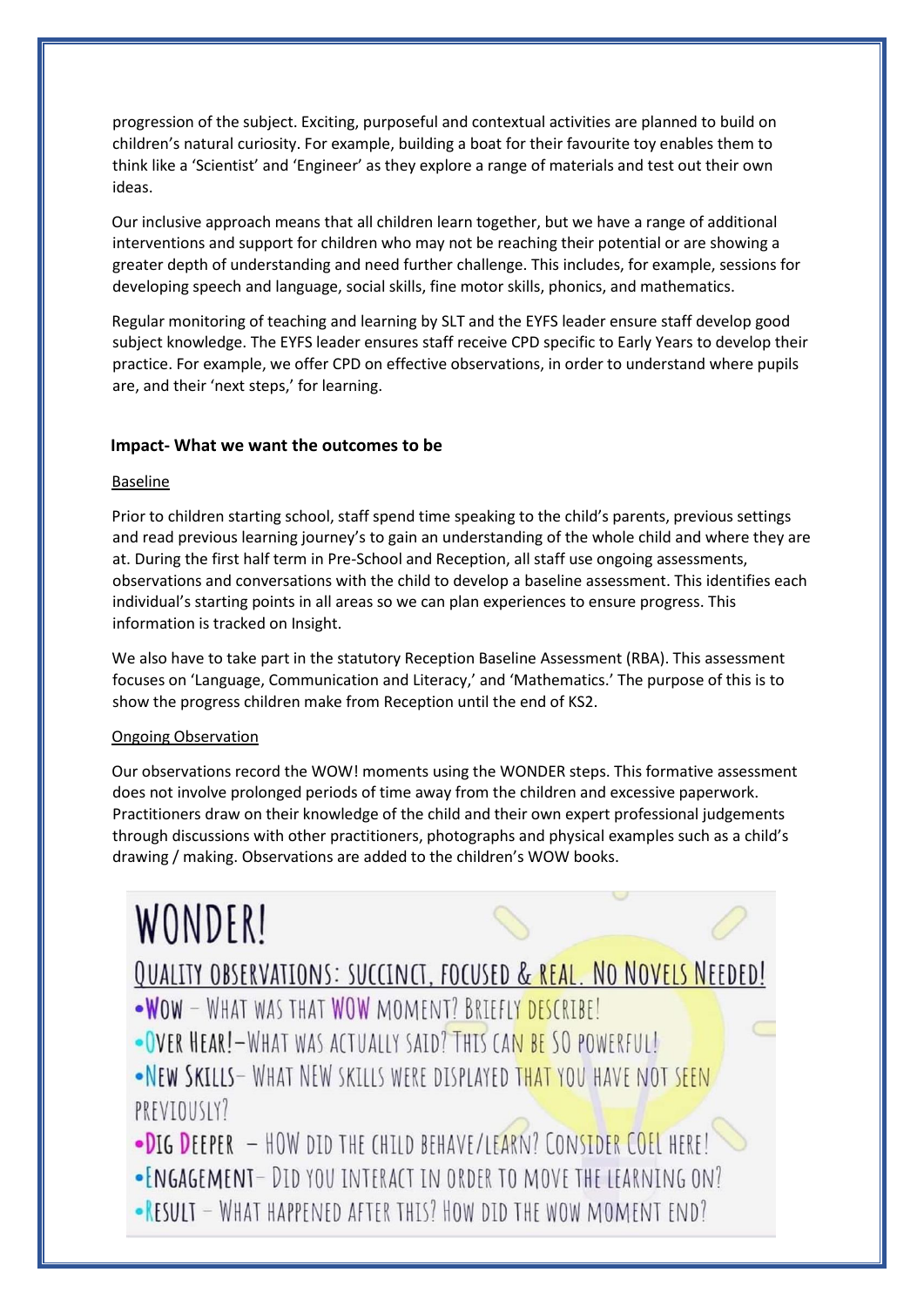progression of the subject. Exciting, purposeful and contextual activities are planned to build on children's natural curiosity. For example, building a boat for their favourite toy enables them to think like a 'Scientist' and 'Engineer' as they explore a range of materials and test out their own ideas.

Our inclusive approach means that all children learn together, but we have a range of additional interventions and support for children who may not be reaching their potential or are showing a greater depth of understanding and need further challenge. This includes, for example, sessions for developing speech and language, social skills, fine motor skills, phonics, and mathematics.

Regular monitoring of teaching and learning by SLT and the EYFS leader ensure staff develop good subject knowledge. The EYFS leader ensures staff receive CPD specific to Early Years to develop their practice. For example, we offer CPD on effective observations, in order to understand where pupils are, and their 'next steps,' for learning.

## Impact- What we want the outcomes to be

### Baseline

Prior to children starting school, staff spend time speaking to the child's parents, previous settings and read previous learning journey's to gain an understanding of the whole child and where they are at. During the first half term in Pre-School and Reception, all staff use ongoing assessments, observations and conversations with the child to develop a baseline assessment. This identifies each individual's starting points in all areas so we can plan experiences to ensure progress. This information is tracked on Insight.

We also have to take part in the statutory Reception Baseline Assessment (RBA). This assessment focuses on 'Language, Communication and Literacy,' and 'Mathematics.' The purpose of this is to show the progress children make from Reception until the end of KS2.

### Ongoing Observation

Our observations record the WOW! moments using the WONDER steps. This formative assessment does not involve prolonged periods of time away from the children and excessive paperwork. Practitioners draw on their knowledge of the child and their own expert professional judgements through discussions with other practitioners, photographs and physical examples such as a child's drawing / making. Observations are added to the children's WOW books.

# WONDER!

**Quality observations: succinct, focused & real. No novels needed!**

- **W**ow – What was that WOW moment? Briefly describe!
- **O**ver Hear! – What was actually said? This can be so powerful!
- **N**ew Skills – What new skills were displayed that you have not seen previously?
- **D**ig Deeper – How did the child behave/learn? Consider COEL here!
- **E**ngagement – Did you interact in order to move the learning on?
- **R**esult – What happened after this? How did the WOW moment end?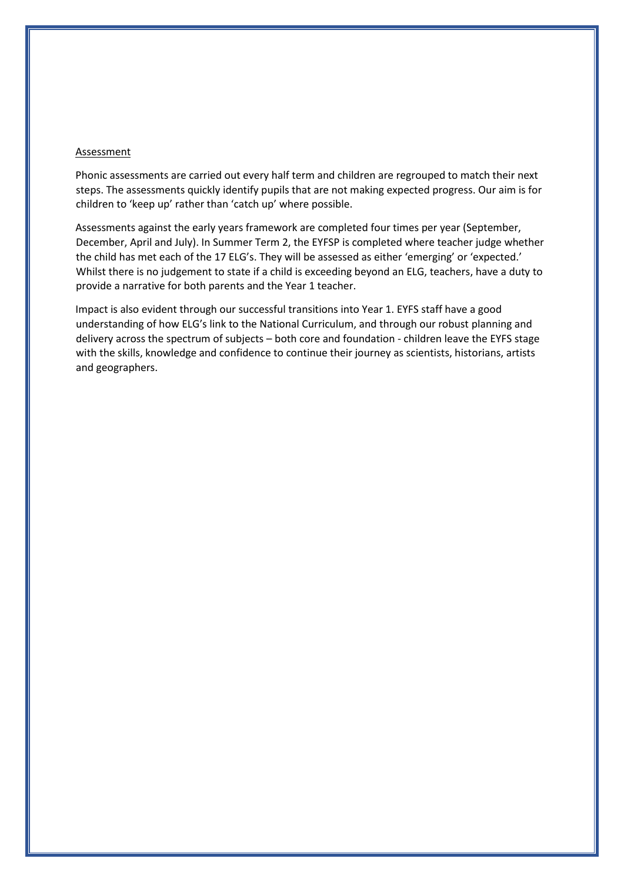Assessment

Phonic assessments are carried out every half term and children are regrouped to match their next steps. The assessments quickly identify pupils that are not making expected progress. Our aim is for children to 'keep up' rather than 'catch up' where possible.

Assessments against the early years framework are completed four times per year (September, December, April and July). In Summer Term 2, the EYFSP is completed where teacher judge whether the child has met each of the 17 ELG's. They will be assessed as either 'emerging' or 'expected.' Whilst there is no judgement to state if a child is exceeding beyond an ELG, teachers, have a duty to provide a narrative for both parents and the Year 1 teacher.

Impact is also evident through our successful transitions into Year 1. EYFS staff have a good understanding of how ELG's link to the National Curriculum, and through our robust planning and delivery across the spectrum of subjects – both core and foundation - children leave the EYFS stage with the skills, knowledge and confidence to continue their journey as scientists, historians, artists and geographers.